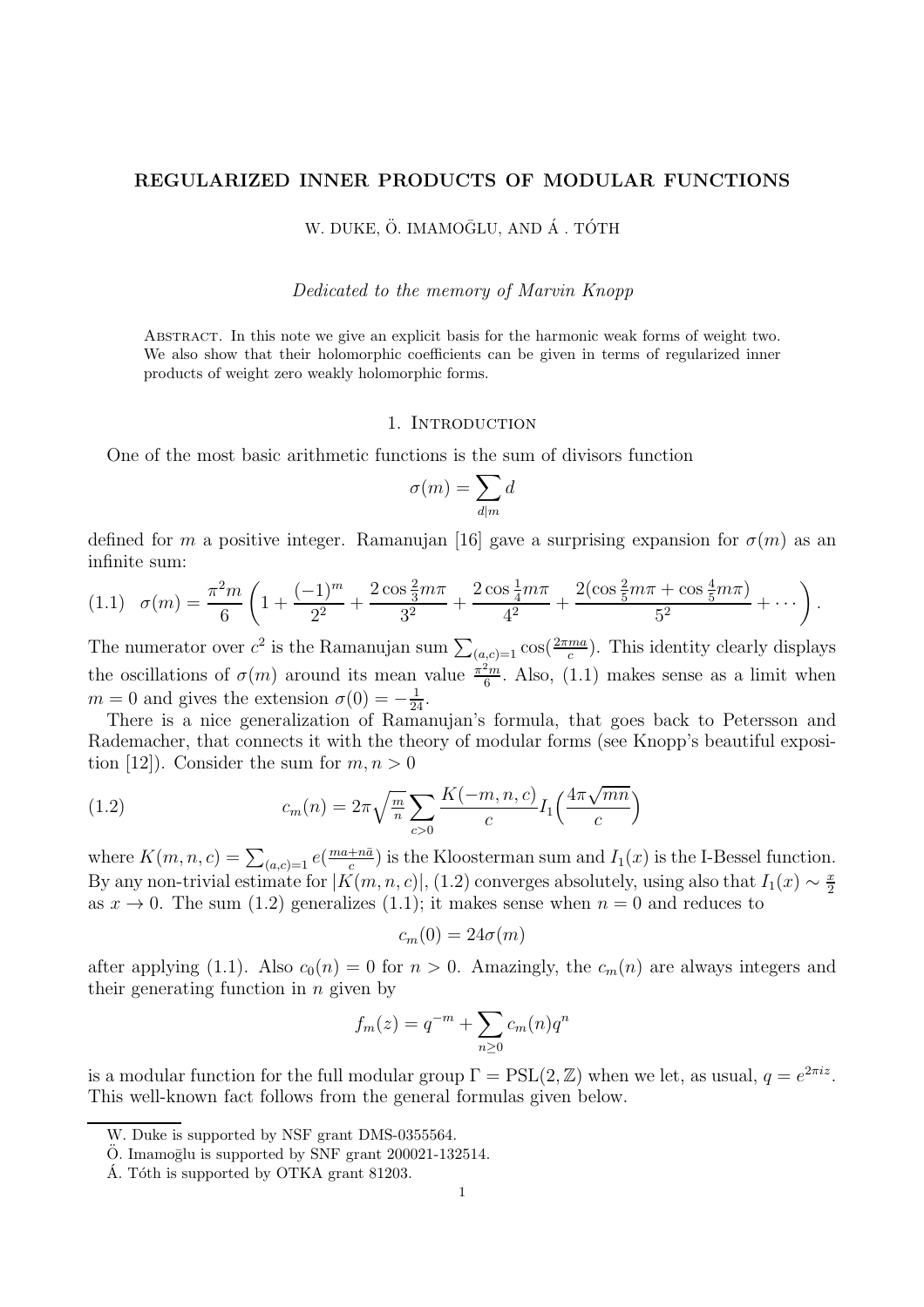# REGULARIZED INNER PRODUCTS OF MODULAR FUNCTIONS

W. DUKE, Ö. IMAMOḠLU, AND Á . TÓTH

*Dedicated to the memory of Marvin Knopp*

Abstract. In this note we give an explicit basis for the harmonic weak forms of weight two. We also show that their holomorphic coefficients can be given in terms of regularized inner products of weight zero weakly holomorphic forms.

## 1. Introduction

One of the most basic arithmetic functions is the sum of divisors function

$$\sigma(m) = \sum_{d|m} d$$

defined for $m$ a positive integer. Ramanujan [16] gave a surprising expansion for $\sigma(m)$ as an infinite sum:

$$\sigma(m) = \frac{\pi^2 m}{6}\left(1 + \frac{(-1)^m}{2^2} + \frac{2\cos\frac{2}{3}m\pi}{3^2} + \frac{2\cos\frac{1}{4}m\pi}{4^2} + \frac{2(\cos\frac{2}{5}m\pi + \cos\frac{4}{5}m\pi)}{5^2} + \cdots\right). \tag{1.1}$$

The numerator over $c^2$ is the Ramanujan sum $\sum_{(a,c)=1}\cos(\frac{2\pi ma}{c})$. This identity clearly displays the oscillations of $\sigma(m)$ around its mean value $\frac{\pi^2 m}{6}$. Also, (1.1) makes sense as a limit when $m = 0$ and gives the extension $\sigma(0) = -\frac{1}{24}$.

There is a nice generalization of Ramanujan's formula, that goes back to Petersson and Rademacher, that connects it with the theory of modular forms (see Knopp's beautiful exposition [12]). Consider the sum for $m, n > 0$

$$c_m(n) = 2\pi\sqrt{\tfrac{m}{n}}\sum_{c>0}\frac{K(-m,n,c)}{c} I_1\Big(\frac{4\pi\sqrt{mn}}{c}\Big) \tag{1.2}$$

where $K(m,n,c) = \sum_{(a,c)=1} e(\frac{ma+n\bar{a}}{c})$ is the Kloosterman sum and $I_1(x)$ is the I-Bessel function. By any non-trivial estimate for $|K(m,n,c)|$, (1.2) converges absolutely, using also that $I_1(x) \sim \frac{x}{2}$ as $x \to 0$. The sum (1.2) generalizes (1.1); it makes sense when $n = 0$ and reduces to

$$c_m(0) = 24\sigma(m)$$

after applying (1.1). Also $c_0(n) = 0$ for $n > 0$. Amazingly, the $c_m(n)$ are always integers and their generating function in $n$ given by

$$f_m(z) = q^{-m} + \sum_{n\geq 0} c_m(n)q^n$$

is a modular function for the full modular group $\Gamma = \mathrm{PSL}(2,\mathbb{Z})$ when we let, as usual, $q = e^{2\pi i z}$. This well-known fact follows from the general formulas given below.

---

W. Duke is supported by NSF grant DMS-0355564.

Ö. Imamoḡlu is supported by SNF grant 200021-132514.

Á. Tóth is supported by OTKA grant 81203.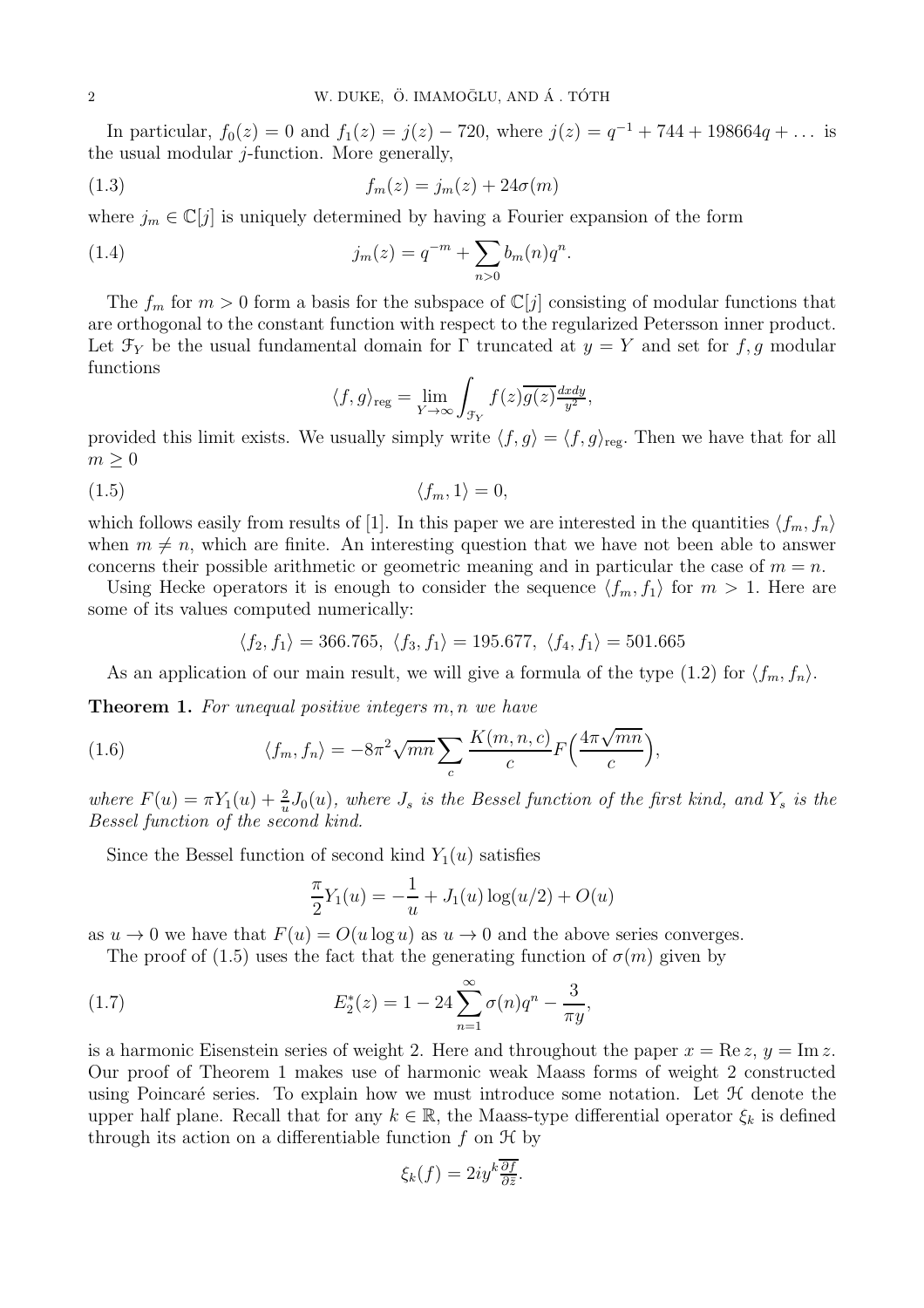In particular, $f_0(z) = 0$ and $f_1(z) = j(z) - 720$, where $j(z) = q^{-1} + 744 + 198664q + \dots$ is the usual modular $j$-function. More generally,

$$f_m(z) = j_m(z) + 24\sigma(m) \tag{1.3}$$

where $j_m \in \mathbb{C}[j]$ is uniquely determined by having a Fourier expansion of the form

$$j_m(z) = q^{-m} + \sum_{n>0} b_m(n) q^n. \tag{1.4}$$

The $f_m$ for $m > 0$ form a basis for the subspace of $\mathbb{C}[j]$ consisting of modular functions that are orthogonal to the constant function with respect to the regularized Petersson inner product. Let $\mathcal{F}_Y$ be the usual fundamental domain for $\Gamma$ truncated at $y = Y$ and set for $f, g$ modular functions

$$\langle f, g\rangle_{\text{reg}} = \lim_{Y\to\infty} \int_{\mathcal{F}_Y} f(z)\overline{g(z)}\tfrac{dxdy}{y^2},$$

provided this limit exists. We usually simply write $\langle f, g\rangle = \langle f, g\rangle_{\text{reg}}$. Then we have that for all $m \geq 0$

$$\langle f_m, 1\rangle = 0, \tag{1.5}$$

which follows easily from results of [1]. In this paper we are interested in the quantities $\langle f_m, f_n\rangle$ when $m \neq n$, which are finite. An interesting question that we have not been able to answer concerns their possible arithmetic or geometric meaning and in particular the case of $m = n$.

Using Hecke operators it is enough to consider the sequence $\langle f_m, f_1\rangle$ for $m > 1$. Here are some of its values computed numerically:

$$\langle f_2, f_1\rangle = 366.765, \ \langle f_3, f_1\rangle = 195.677, \ \langle f_4, f_1\rangle = 501.665$$

As an application of our main result, we will give a formula of the type (1.2) for $\langle f_m, f_n\rangle$.

**Theorem 1.** *For unequal positive integers $m, n$ we have*

$$\langle f_m, f_n\rangle = -8\pi^2\sqrt{mn} \sum_c \frac{K(m, n, c)}{c} F\Big(\frac{4\pi\sqrt{mn}}{c}\Big), \tag{1.6}$$

*where $F(u) = \pi Y_1(u) + \frac{2}{u}J_0(u)$, where $J_s$ is the Bessel function of the first kind, and $Y_s$ is the Bessel function of the second kind.*

Since the Bessel function of second kind $Y_1(u)$ satisfies

$$\frac{\pi}{2}Y_1(u) = -\frac{1}{u} + J_1(u)\log(u/2) + O(u)$$

as $u \to 0$ we have that $F(u) = O(u \log u)$ as $u \to 0$ and the above series converges.

The proof of (1.5) uses the fact that the generating function of $\sigma(m)$ given by

$$E_2^*(z) = 1 - 24\sum_{n=1}^{\infty} \sigma(n) q^n - \frac{3}{\pi y}, \tag{1.7}$$

is a harmonic Eisenstein series of weight 2. Here and throughout the paper $x = \operatorname{Re} z$, $y = \operatorname{Im} z$. Our proof of Theorem 1 makes use of harmonic weak Maass forms of weight 2 constructed using Poincaré series. To explain how we must introduce some notation. Let $\mathcal{H}$ denote the upper half plane. Recall that for any $k \in \mathbb{R}$, the Maass-type differential operator $\xi_k$ is defined through its action on a differentiable function $f$ on $\mathcal{H}$ by

$$\xi_k(f) = 2iy^k \overline{\tfrac{\partial f}{\partial \bar{z}}}.$$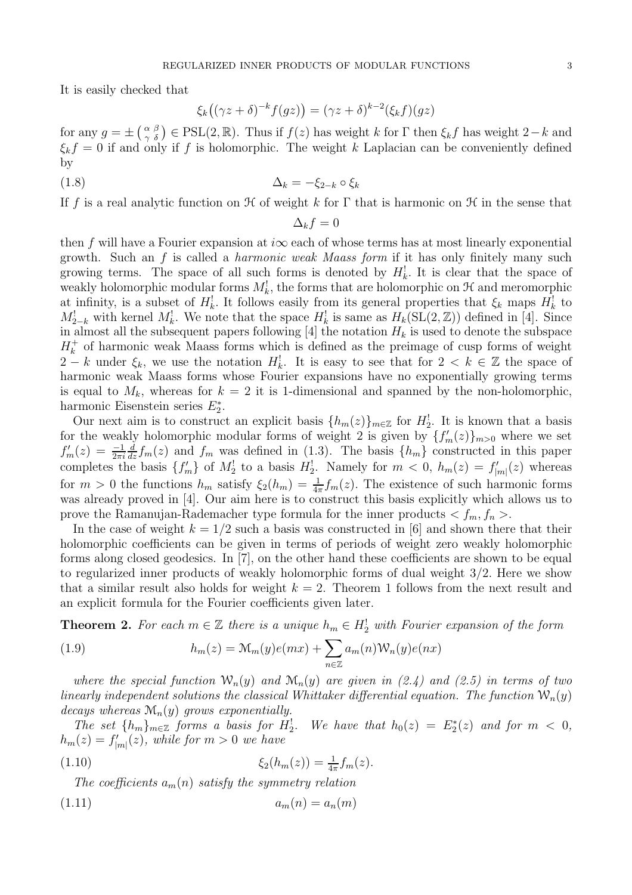It is easily checked that

$$\xi_k\big((\gamma z+\delta)^{-k} f(gz)\big) = (\gamma z+\delta)^{k-2}(\xi_k f)(gz)$$

for any $g = \pm\left(\begin{smallmatrix}\alpha & \beta\\ \gamma & \delta\end{smallmatrix}\right) \in \mathrm{PSL}(2,\mathbb{R})$. Thus if $f(z)$ has weight $k$ for $\Gamma$ then $\xi_k f$ has weight $2-k$ and $\xi_k f = 0$ if and only if $f$ is holomorphic. The weight $k$ Laplacian can be conveniently defined by

$$\Delta_k = -\xi_{2-k} \circ \xi_k \tag{1.8}$$

If $f$ is a real analytic function on $\mathcal{H}$ of weight $k$ for $\Gamma$ that is harmonic on $\mathcal{H}$ in the sense that

$$\Delta_k f = 0$$

then $f$ will have a Fourier expansion at $i\infty$ each of whose terms has at most linearly exponential growth. Such an $f$ is called a *harmonic weak Maass form* if it has only finitely many such growing terms. The space of all such forms is denoted by $H_k^!$. It is clear that the space of weakly holomorphic modular forms $M_k^!$, the forms that are holomorphic on $\mathcal{H}$ and meromorphic at infinity, is a subset of $H_k^!$. It follows easily from its general properties that $\xi_k$ maps $H_k^!$ to $M_{2-k}^!$ with kernel $M_k^!$. We note that the space $H_k^!$ is same as $H_k(\mathrm{SL}(2,\mathbb{Z}))$ defined in [4]. Since in almost all the subsequent papers following [4] the notation $H_k$ is used to denote the subspace $H_k^+$ of harmonic weak Maass forms which is defined as the preimage of cusp forms of weight $2-k$ under $\xi_k$, we use the notation $H_k^!$. It is easy to see that for $2 < k \in \mathbb{Z}$ the space of harmonic weak Maass forms whose Fourier expansions have no exponentially growing terms is equal to $M_k$, whereas for $k=2$ it is 1-dimensional and spanned by the non-holomorphic, harmonic Eisenstein series $E_2^*$.

Our next aim is to construct an explicit basis $\{h_m(z)\}_{m\in\mathbb{Z}}$ for $H_2^!$. It is known that a basis for the weakly holomorphic modular forms of weight 2 is given by $\{f_m'(z)\}_{m>0}$ where we set $f_m'(z) = \frac{-1}{2\pi i}\frac{d}{dz} f_m(z)$ and $f_m$ was defined in (1.3). The basis $\{h_m\}$ constructed in this paper completes the basis $\{f_m'\}$ of $M_2^!$ to a basis $H_2^!$. Namely for $m<0$, $h_m(z) = f_{|m|}'(z)$ whereas for $m>0$ the functions $h_m$ satisfy $\xi_2(h_m) = \frac{1}{4\pi} f_m(z)$. The existence of such harmonic forms was already proved in [4]. Our aim here is to construct this basis explicitly which allows us to prove the Ramanujan-Rademacher type formula for the inner products $< f_m, f_n >$.

In the case of weight $k = 1/2$ such a basis was constructed in [6] and shown there that their holomorphic coefficients can be given in terms of periods of weight zero weakly holomorphic forms along closed geodesics. In [7], on the other hand these coefficients are shown to be equal to regularized inner products of weakly holomorphic forms of dual weight $3/2$. Here we show that a similar result also holds for weight $k=2$. Theorem 1 follows from the next result and an explicit formula for the Fourier coefficients given later.

**Theorem 2.** *For each $m \in \mathbb{Z}$ there is a unique $h_m \in H_2^!$ with Fourier expansion of the form*

$$h_m(z) = \mathcal{M}_m(y)e(mx) + \sum_{n\in\mathbb{Z}} a_m(n)\mathcal{W}_n(y)e(nx) \tag{1.9}$$

*where the special function $\mathcal{W}_n(y)$ and $\mathcal{M}_n(y)$ are given in (2.4) and (2.5) in terms of two linearly independent solutions the classical Whittaker differential equation. The function $\mathcal{W}_n(y)$ decays whereas $\mathcal{M}_n(y)$ grows exponentially.*

*The set $\{h_m\}_{m\in\mathbb{Z}}$ forms a basis for $H_2^!$. We have that $h_0(z) = E_2^*(z)$ and for $m<0$, $h_m(z) = f_{|m|}'(z)$, while for $m>0$ we have*

$$\xi_2(h_m(z)) = \tfrac{1}{4\pi} f_m(z). \tag{1.10}$$

*The coefficients $a_m(n)$ satisfy the symmetry relation*

$$a_m(n) = a_n(m) \tag{1.11}$$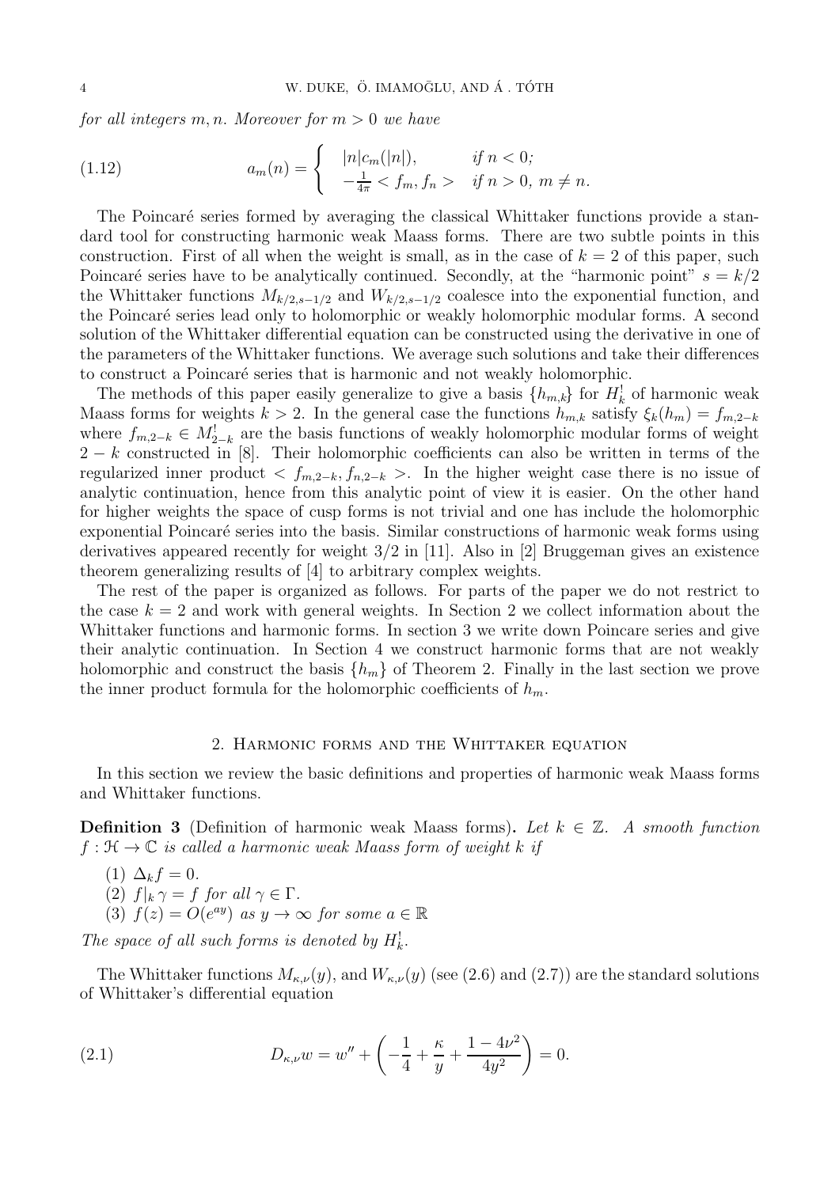*for all integers $m, n$. Moreover for $m > 0$ we have*

$$a_m(n) = \begin{cases} |n|c_m(|n|), & \text{if } n < 0; \\ -\frac{1}{4\pi} < f_m, f_n > & \text{if } n > 0,\ m \neq n. \end{cases} \tag{1.12}$$

The Poincaré series formed by averaging the classical Whittaker functions provide a standard tool for constructing harmonic weak Maass forms. There are two subtle points in this construction. First of all when the weight is small, as in the case of $k = 2$ of this paper, such Poincaré series have to be analytically continued. Secondly, at the "harmonic point" $s = k/2$ the Whittaker functions $M_{k/2,s-1/2}$ and $W_{k/2,s-1/2}$ coalesce into the exponential function, and the Poincaré series lead only to holomorphic or weakly holomorphic modular forms. A second solution of the Whittaker differential equation can be constructed using the derivative in one of the parameters of the Whittaker functions. We average such solutions and take their differences to construct a Poincaré series that is harmonic and not weakly holomorphic.

The methods of this paper easily generalize to give a basis $\{h_{m,k}\}$ for $H_k^!$ of harmonic weak Maass forms for weights $k > 2$. In the general case the functions $h_{m,k}$ satisfy $\xi_k(h_m) = f_{m,2-k}$ where $f_{m,2-k} \in M_{2-k}^!$ are the basis functions of weakly holomorphic modular forms of weight $2 - k$ constructed in [8]. Their holomorphic coefficients can also be written in terms of the regularized inner product $< f_{m,2-k}, f_{n,2-k} >$. In the higher weight case there is no issue of analytic continuation, hence from this analytic point of view it is easier. On the other hand for higher weights the space of cusp forms is not trivial and one has include the holomorphic exponential Poincaré series into the basis. Similar constructions of harmonic weak forms using derivatives appeared recently for weight $3/2$ in [11]. Also in [2] Bruggeman gives an existence theorem generalizing results of [4] to arbitrary complex weights.

The rest of the paper is organized as follows. For parts of the paper we do not restrict to the case $k = 2$ and work with general weights. In Section 2 we collect information about the Whittaker functions and harmonic forms. In section 3 we write down Poincare series and give their analytic continuation. In Section 4 we construct harmonic forms that are not weakly holomorphic and construct the basis $\{h_m\}$ of Theorem 2. Finally in the last section we prove the inner product formula for the holomorphic coefficients of $h_m$.

## 2. Harmonic forms and the Whittaker equation

In this section we review the basic definitions and properties of harmonic weak Maass forms and Whittaker functions.

**Definition 3** (Definition of harmonic weak Maass forms)**.** *Let $k \in \mathbb{Z}$. A smooth function $f : \mathcal{H} \to \mathbb{C}$ is called a harmonic weak Maass form of weight $k$ if*

1. $\Delta_k f = 0$.
2. $f|_k \gamma = f$ *for all* $\gamma \in \Gamma$.
3. $f(z) = O(e^{ay})$ *as* $y \to \infty$ *for some* $a \in \mathbb{R}$

*The space of all such forms is denoted by $H_k^!$.*

The Whittaker functions $M_{\kappa,\nu}(y)$, and $W_{\kappa,\nu}(y)$ (see (2.6) and (2.7)) are the standard solutions of Whittaker's differential equation

$$D_{\kappa,\nu} w = w'' + \left( -\frac{1}{4} + \frac{\kappa}{y} + \frac{1 - 4\nu^2}{4y^2} \right) = 0. \tag{2.1}$$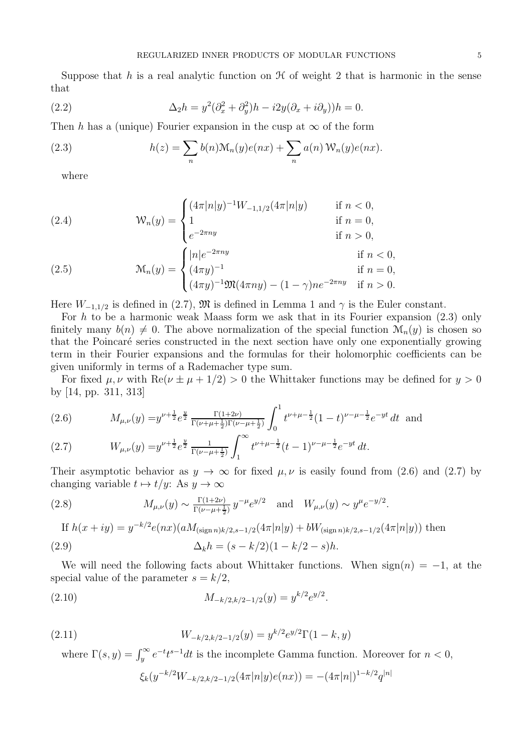Suppose that $h$ is a real analytic function on $\mathcal{H}$ of weight 2 that is harmonic in the sense that

$$\Delta_2 h = y^2(\partial_x^2 + \partial_y^2)h - i2y(\partial_x + i\partial_y))h = 0. \tag{2.2}$$

Then $h$ has a (unique) Fourier expansion in the cusp at $\infty$ of the form

$$h(z) = \sum_n b(n)\mathcal{M}_n(y)e(nx) + \sum_n a(n)\,\mathcal{W}_n(y)e(nx). \tag{2.3}$$

where

$$\mathcal{W}_n(y) = \begin{cases} (4\pi|n|y)^{-1}W_{-1,1/2}(4\pi|n|y) & \text{if } n<0, \\ 1 & \text{if } n=0, \\ e^{-2\pi ny} & \text{if } n>0, \end{cases} \tag{2.4}$$

$$\mathcal{M}_n(y) = \begin{cases} |n|e^{-2\pi ny} & \text{if } n<0, \\ (4\pi y)^{-1} & \text{if } n=0, \\ (4\pi y)^{-1}\mathfrak{M}(4\pi ny) - (1-\gamma)ne^{-2\pi ny} & \text{if } n>0. \end{cases} \tag{2.5}$$

Here $W_{-1,1/2}$ is defined in (2.7), $\mathfrak{M}$ is defined in Lemma 1 and $\gamma$ is the Euler constant.

For $h$ to be a harmonic weak Maass form we ask that in its Fourier expansion (2.3) only finitely many $b(n) \neq 0$. The above normalization of the special function $\mathcal{M}_n(y)$ is chosen so that the Poincaré series constructed in the next section have only one exponentially growing term in their Fourier expansions and the formulas for their holomorphic coefficients can be given uniformly in terms of a Rademacher type sum.

For fixed $\mu, \nu$ with $\mathrm{Re}(\nu \pm \mu + 1/2) > 0$ the Whittaker functions may be defined for $y > 0$ by [14, pp. 311, 313]

$$M_{\mu,\nu}(y) = y^{\nu+\frac{1}{2}}e^{\frac{y}{2}}\, \tfrac{\Gamma(1+2\nu)}{\Gamma(\nu+\mu+\frac{1}{2})\Gamma(\nu-\mu+\frac{1}{2})} \int_0^1 t^{\nu+\mu-\frac{1}{2}}(1-t)^{\nu-\mu-\frac{1}{2}}e^{-yt}\,dt \quad \text{and} \tag{2.6}$$

$$W_{\mu,\nu}(y) = y^{\nu+\frac{1}{2}}e^{\frac{y}{2}}\, \tfrac{1}{\Gamma(\nu-\mu+\frac{1}{2})} \int_1^\infty t^{\nu+\mu-\frac{1}{2}}(t-1)^{\nu-\mu-\frac{1}{2}}e^{-yt}\,dt. \tag{2.7}$$

Their asymptotic behavior as $y \to \infty$ for fixed $\mu, \nu$ is easily found from (2.6) and (2.7) by changing variable $t \mapsto t/y$: As $y \to \infty$

$$M_{\mu,\nu}(y) \sim \tfrac{\Gamma(1+2\nu)}{\Gamma(\nu-\mu+\frac{1}{2})}\, y^{-\mu}e^{y/2} \quad \text{and} \quad W_{\mu,\nu}(y) \sim y^{\mu}e^{-y/2}. \tag{2.8}$$

If $h(x+iy) = y^{-k/2}e(nx)(aM_{(\operatorname{sign} n)k/2, s-1/2}(4\pi|n|y) + bW_{(\operatorname{sign} n)k/2, s-1/2}(4\pi|n|y))$ then

$$\Delta_k h = (s-k/2)(1-k/2-s)h. \tag{2.9}$$

We will need the following facts about Whittaker functions. When $\operatorname{sign}(n) = -1$, at the special value of the parameter $s = k/2$,

$$M_{-k/2,k/2-1/2}(y) = y^{k/2}e^{y/2}. \tag{2.10}$$

$$W_{-k/2,k/2-1/2}(y) = y^{k/2}e^{y/2}\Gamma(1-k,y) \tag{2.11}$$

where $\Gamma(s,y) = \int_y^\infty e^{-t}t^{s-1}dt$ is the incomplete Gamma function. Moreover for $n < 0$,

$$\xi_k(y^{-k/2}W_{-k/2,k/2-1/2}(4\pi|n|y)e(nx)) = -(4\pi|n|)^{1-k/2}q^{|n|}$$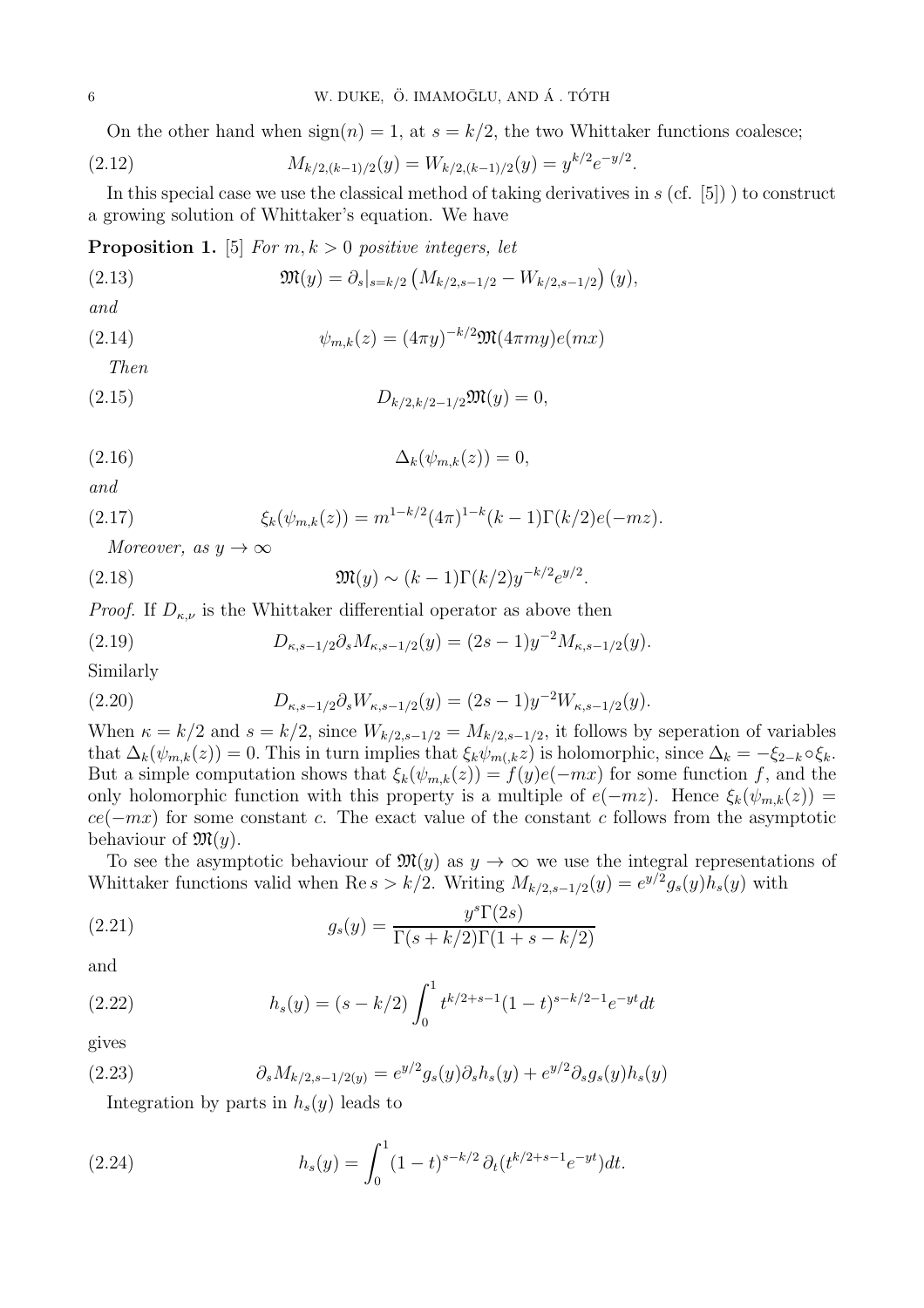On the other hand when $\text{sign}(n) = 1$, at $s = k/2$, the two Whittaker functions coalesce;

$$M_{k/2,(k-1)/2}(y) = W_{k/2,(k-1)/2}(y) = y^{k/2}e^{-y/2}. \tag{2.12}$$

In this special case we use the classical method of taking derivatives in $s$ (cf. [5]) ) to construct a growing solution of Whittaker's equation. We have

**Proposition 1.** [5] *For $m, k > 0$ positive integers, let*

$$\mathfrak{M}(y) = \partial_s|_{s=k/2}\left(M_{k/2,s-1/2} - W_{k/2,s-1/2}\right)(y), \tag{2.13}$$

*and*

$$\psi_{m,k}(z) = (4\pi y)^{-k/2}\mathfrak{M}(4\pi m y)e(mx) \tag{2.14}$$

*Then*

$$D_{k/2,k/2-1/2}\mathfrak{M}(y) = 0, \tag{2.15}$$

$$\Delta_k(\psi_{m,k}(z)) = 0, \tag{2.16}$$

*and*

$$\xi_k(\psi_{m,k}(z)) = m^{1-k/2}(4\pi)^{1-k}(k-1)\Gamma(k/2)e(-mz). \tag{2.17}$$

*Moreover, as $y \to \infty$*

$$\mathfrak{M}(y) \sim (k-1)\Gamma(k/2)y^{-k/2}e^{y/2}. \tag{2.18}$$

*Proof.* If $D_{\kappa,\nu}$ is the Whittaker differential operator as above then

$$D_{\kappa,s-1/2}\partial_s M_{\kappa,s-1/2}(y) = (2s-1)y^{-2}M_{\kappa,s-1/2}(y). \tag{2.19}$$

Similarly

$$D_{\kappa,s-1/2}\partial_s W_{\kappa,s-1/2}(y) = (2s-1)y^{-2}W_{\kappa,s-1/2}(y). \tag{2.20}$$

When $\kappa = k/2$ and $s = k/2$, since $W_{k/2,s-1/2} = M_{k/2,s-1/2}$, it follows by seperation of variables that $\Delta_k(\psi_{m,k}(z)) = 0$. This in turn implies that $\xi_k\psi_{m(,k}z)$ is holomorphic, since $\Delta_k = -\xi_{2-k}\circ\xi_k$. But a simple computation shows that $\xi_k(\psi_{m,k}(z)) = f(y)e(-mx)$ for some function $f$, and the only holomorphic function with this property is a multiple of $e(-mz)$. Hence $\xi_k(\psi_{m,k}(z)) = ce(-mx)$ for some constant $c$. The exact value of the constant $c$ follows from the asymptotic behaviour of $\mathfrak{M}(y)$.

To see the asymptotic behaviour of $\mathfrak{M}(y)$ as $y \to \infty$ we use the integral representations of Whittaker functions valid when $\text{Re}\, s > k/2$. Writing $M_{k/2,s-1/2}(y) = e^{y/2}g_s(y)h_s(y)$ with

$$g_s(y) = \frac{y^s\Gamma(2s)}{\Gamma(s+k/2)\Gamma(1+s-k/2)} \tag{2.21}$$

and

$$h_s(y) = (s-k/2)\int_0^1 t^{k/2+s-1}(1-t)^{s-k/2-1}e^{-yt}dt \tag{2.22}$$

gives

$$\partial_s M_{k/2,s-1/2(y)} = e^{y/2}g_s(y)\partial_s h_s(y) + e^{y/2}\partial_s g_s(y)h_s(y) \tag{2.23}$$

Integration by parts in $h_s(y)$ leads to

$$h_s(y) = \int_0^1 (1-t)^{s-k/2}\,\partial_t(t^{k/2+s-1}e^{-yt})dt. \tag{2.24}$$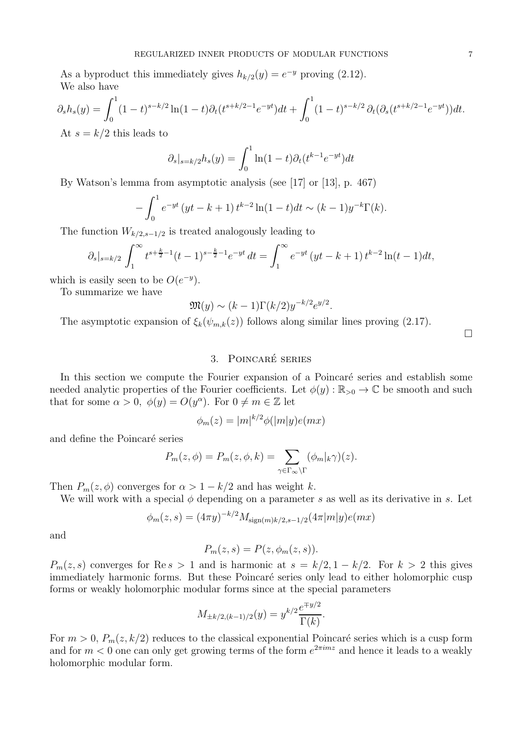As a byproduct this immediately gives $h_{k/2}(y) = e^{-y}$ proving (2.12).

We also have

$$\partial_s h_s(y) = \int_0^1 (1-t)^{s-k/2} \ln(1-t) \partial_t (t^{s+k/2-1} e^{-yt}) dt + \int_0^1 (1-t)^{s-k/2}\, \partial_t(\partial_s (t^{s+k/2-1} e^{-yt})) dt.$$

At $s = k/2$ this leads to

$$\partial_s|_{s=k/2} h_s(y) = \int_0^1 \ln(1-t) \partial_t (t^{k-1} e^{-yt}) dt$$

By Watson's lemma from asymptotic analysis (see [17] or [13], p. 467)

$$-\int_0^1 e^{-yt}\,(yt - k + 1)\, t^{k-2} \ln(1-t) dt \sim (k-1) y^{-k} \Gamma(k).$$

The function $W_{k/2,s-1/2}$ is treated analogously leading to

$$\partial_s|_{s=k/2} \int_1^\infty t^{s+\frac{k}{2}-1} (t-1)^{s-\frac{k}{2}-1} e^{-yt}\, dt = \int_1^\infty e^{-yt}\,(yt - k + 1)\, t^{k-2} \ln(t-1) dt,$$

which is easily seen to be $O(e^{-y})$.

To summarize we have

$$\mathfrak{M}(y) \sim (k-1)\Gamma(k/2) y^{-k/2} e^{y/2}.$$

The asymptotic expansion of $\xi_k(\psi_{m,k}(z))$ follows along similar lines proving (2.17). $\square$

## 3. Poincaré series

In this section we compute the Fourier expansion of a Poincaré series and establish some needed analytic properties of the Fourier coefficients. Let $\phi(y) : \mathbb{R}_{>0} \to \mathbb{C}$ be smooth and such that for some $\alpha > 0$, $\phi(y) = O(y^\alpha)$. For $0 \neq m \in \mathbb{Z}$ let

$$\phi_m(z) = |m|^{k/2} \phi(|m| y) e(mx)$$

and define the Poincaré series

$$P_m(z, \phi) = P_m(z, \phi, k) = \sum_{\gamma \in \Gamma_\infty \backslash \Gamma} (\phi_m|_k \gamma)(z).$$

Then $P_m(z, \phi)$ converges for $\alpha > 1 - k/2$ and has weight $k$.

We will work with a special $\phi$ depending on a parameter $s$ as well as its derivative in $s$. Let

$$\phi_m(z, s) = (4\pi y)^{-k/2} M_{\mathrm{sign}(m) k/2, s-1/2}(4\pi |m| y) e(mx)$$

and

$$P_m(z, s) = P(z, \phi_m(z, s)).$$

$P_m(z, s)$ converges for $\mathrm{Re}\, s > 1$ and is harmonic at $s = k/2, 1 - k/2$. For $k > 2$ this gives immediately harmonic forms. But these Poincaré series only lead to either holomorphic cusp forms or weakly holomorphic modular forms since at the special parameters

$$M_{\pm k/2, (k-1)/2}(y) = y^{k/2} \frac{e^{\mp y/2}}{\Gamma(k)}.$$

For $m > 0$, $P_m(z, k/2)$ reduces to the classical exponential Poincaré series which is a cusp form and for $m < 0$ one can only get growing terms of the form $e^{2\pi i m z}$ and hence it leads to a weakly holomorphic modular form.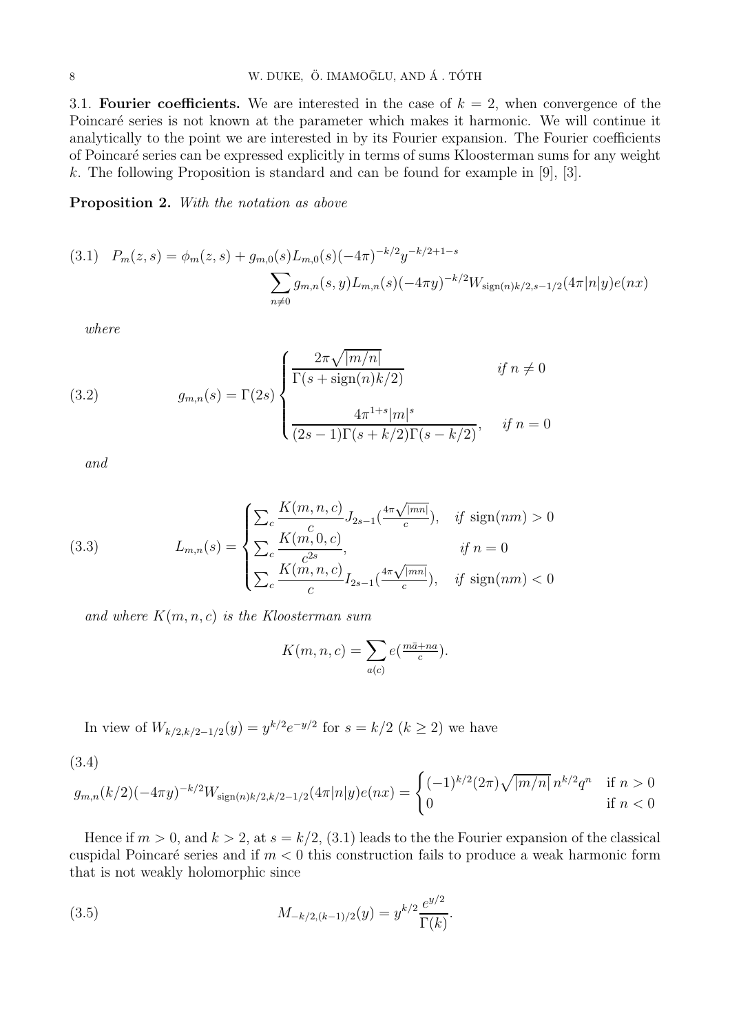### 3.1. **Fourier coefficients.**

We are interested in the case of $k = 2$, when convergence of the Poincaré series is not known at the parameter which makes it harmonic. We will continue it analytically to the point we are interested in by its Fourier expansion. The Fourier coefficients of Poincaré series can be expressed explicitly in terms of sums Kloosterman sums for any weight $k$. The following Proposition is standard and can be found for example in [9], [3].

**Proposition 2.** *With the notation as above*

$$
\begin{aligned}
(3.1)\quad P_m(z,s) = \phi_m(z,s) + g_{m,0}(s)L_{m,0}(s)(-4\pi)^{-k/2}y^{-k/2+1-s} \\
\sum_{n\neq 0} g_{m,n}(s,y)L_{m,n}(s)(-4\pi y)^{-k/2}W_{\mathrm{sign}(n)k/2,s-1/2}(4\pi|n|y)e(nx)
\end{aligned}
$$

*where*

$$
(3.2)\qquad g_{m,n}(s) = \Gamma(2s)\begin{cases} \dfrac{2\pi\sqrt{|m/n|}}{\Gamma(s+\mathrm{sign}(n)k/2)} & \text{if } n \neq 0 \\[2ex] \dfrac{4\pi^{1+s}|m|^s}{(2s-1)\Gamma(s+k/2)\Gamma(s-k/2)}, & \text{if } n = 0 \end{cases}
$$

*and*

$$
(3.3)\qquad L_{m,n}(s) = \begin{cases} \sum_c \dfrac{K(m,n,c)}{c} J_{2s-1}\left(\frac{4\pi\sqrt{|mn|}}{c}\right), & \text{if } \mathrm{sign}(nm) > 0 \\ \sum_c \dfrac{K(m,0,c)}{c^{2s}}, & \text{if } n = 0 \\ \sum_c \dfrac{K(m,n,c)}{c} I_{2s-1}\left(\frac{4\pi\sqrt{|mn|}}{c}\right), & \text{if } \mathrm{sign}(nm) < 0 \end{cases}
$$

*and where $K(m,n,c)$ is the Kloosterman sum*

$$
K(m,n,c) = \sum_{a(c)} e\left(\tfrac{m\bar{a}+na}{c}\right).
$$

In view of $W_{k/2,k/2-1/2}(y) = y^{k/2}e^{-y/2}$ for $s = k/2$ ($k \geq 2$) we have

$$
(3.4)\qquad g_{m,n}(k/2)(-4\pi y)^{-k/2}W_{\mathrm{sign}(n)k/2,k/2-1/2}(4\pi|n|y)e(nx) = \begin{cases} (-1)^{k/2}(2\pi)\sqrt{|m/n|}\,n^{k/2}q^n & \text{if } n > 0 \\ 0 & \text{if } n < 0 \end{cases}
$$

Hence if $m > 0$, and $k > 2$, at $s = k/2$, (3.1) leads to the the Fourier expansion of the classical cuspidal Poincaré series and if $m < 0$ this construction fails to produce a weak harmonic form that is not weakly holomorphic since

$$
(3.5)\qquad M_{-k/2,(k-1)/2}(y) = y^{k/2}\frac{e^{y/2}}{\Gamma(k)}.
$$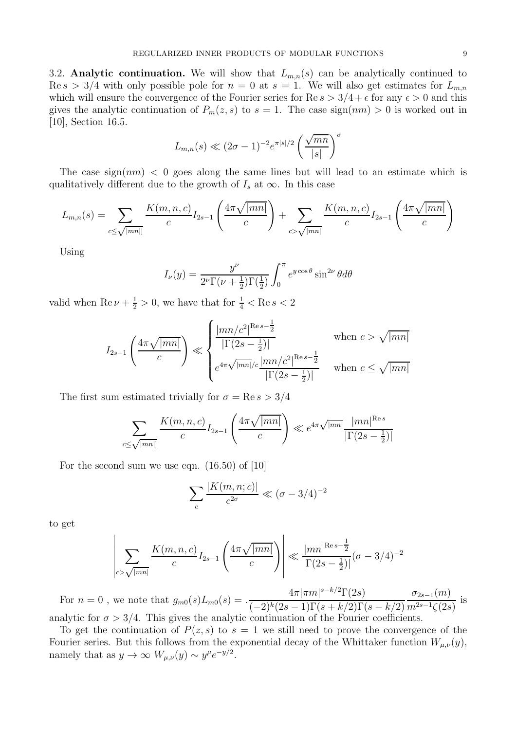3.2. **Analytic continuation.** We will show that $L_{m,n}(s)$ can be analytically continued to $\operatorname{Re} s > 3/4$ with only possible pole for $n = 0$ at $s = 1$. We will also get estimates for $L_{m,n}$ which will ensure the convergence of the Fourier series for $\operatorname{Re} s > 3/4 + \epsilon$ for any $\epsilon > 0$ and this gives the analytic continuation of $P_m(z, s)$ to $s = 1$. The case $\operatorname{sign}(nm) > 0$ is worked out in [10], Section 16.5.

$$L_{m,n}(s) \ll (2\sigma - 1)^{-2} e^{\pi|s|/2} \left( \frac{\sqrt{mn}}{|s|} \right)^{\sigma}$$

The case $\operatorname{sign}(nm) < 0$ goes along the same lines but will lead to an estimate which is qualitatively different due to the growth of $I_s$ at $\infty$. In this case

$$L_{m,n}(s) = \sum_{c \leq \sqrt{|mn|}} \frac{K(m,n,c)}{c} I_{2s-1}\left( \frac{4\pi\sqrt{|mn|}}{c} \right) + \sum_{c > \sqrt{|mn|}} \frac{K(m,n,c)}{c} I_{2s-1}\left( \frac{4\pi\sqrt{|mn|}}{c} \right)$$

Using

$$I_\nu(y) = \frac{y^\nu}{2^\nu \Gamma(\nu + \frac{1}{2}) \Gamma(\frac{1}{2})} \int_0^\pi e^{y\cos\theta} \sin^{2\nu}\theta d\theta$$

valid when $\operatorname{Re} \nu + \frac{1}{2} > 0$, we have that for $\frac{1}{4} < \operatorname{Re} s < 2$

$$I_{2s-1}\left( \frac{4\pi\sqrt{|mn|}}{c} \right) \ll \begin{cases} \dfrac{|mn/c^2|^{\operatorname{Re} s - \frac{1}{2}}}{|\Gamma(2s - \frac{1}{2})|} & \text{when } c > \sqrt{|mn|} \\[2ex] e^{4\pi\sqrt{|mn|}/c} \dfrac{|mn/c^2|^{\operatorname{Re} s - \frac{1}{2}}}{|\Gamma(2s - \frac{1}{2})|} & \text{when } c \leq \sqrt{|mn|} \end{cases}$$

The first sum estimated trivially for $\sigma = \operatorname{Re} s > 3/4$

$$\sum_{c \leq \sqrt{|mn|}} \frac{K(m,n,c)}{c} I_{2s-1}\left( \frac{4\pi\sqrt{|mn|}}{c} \right) \ll e^{4\pi\sqrt{|mn|}} \frac{|mn|^{\operatorname{Re} s}}{|\Gamma(2s - \frac{1}{2})|}$$

For the second sum we use eqn. (16.50) of [10]

$$\sum_c \frac{|K(m,n;c)|}{c^{2\sigma}} \ll (\sigma - 3/4)^{-2}$$

to get

$$\left| \sum_{c > \sqrt{|mn|}} \frac{K(m,n,c)}{c} I_{2s-1}\left( \frac{4\pi\sqrt{|mn|}}{c} \right) \right| \ll \frac{|mn|^{\operatorname{Re} s - \frac{1}{2}}}{|\Gamma(2s - \frac{1}{2})|} (\sigma - 3/4)^{-2}$$

For $n = 0$ , we note that $g_{m0}(s) L_{m0}(s) = .\dfrac{4\pi|\pi m|^{s-k/2}\Gamma(2s)}{(-2)^k(2s-1)\Gamma(s+k/2)\Gamma(s-k/2)} \dfrac{\sigma_{2s-1}(m)}{m^{2s-1}\zeta(2s)}$ is analytic for $\sigma > 3/4$. This gives the analytic continuation of the Fourier coefficients.

To get the continuation of $P(z, s)$ to $s = 1$ we still need to prove the convergence of the Fourier series. But this follows from the exponential decay of the Whittaker function $W_{\mu,\nu}(y)$, namely that as $y \to \infty$ $W_{\mu,\nu}(y) \sim y^\mu e^{-y/2}$.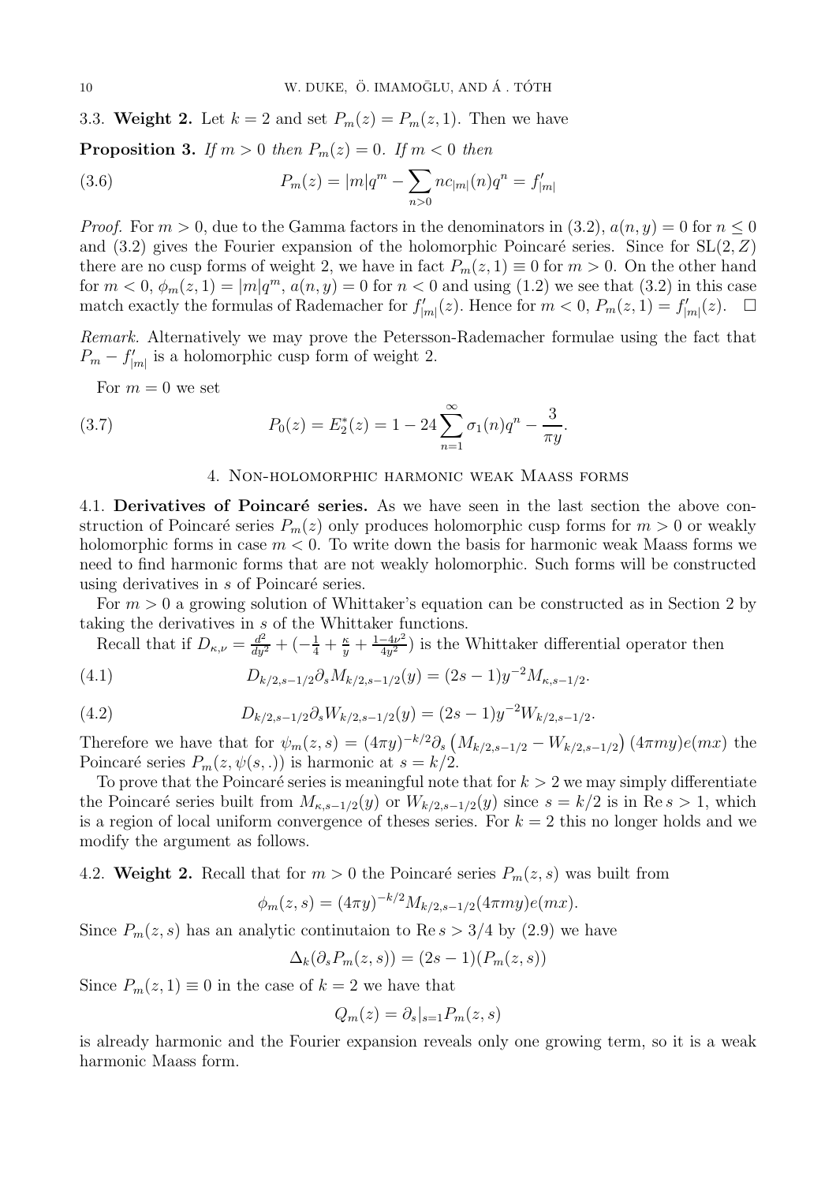### 3.3. **Weight 2.**

Let $k = 2$ and set $P_m(z) = P_m(z, 1)$. Then we have

**Proposition 3.** *If $m > 0$ then $P_m(z) = 0$. If $m < 0$ then*

$$P_m(z) = |m|q^m - \sum_{n>0} nc_{|m|}(n)q^n = f'_{|m|} \tag{3.6}$$

*Proof.* For $m > 0$, due to the Gamma factors in the denominators in (3.2), $a(n, y) = 0$ for $n \leq 0$ and (3.2) gives the Fourier expansion of the holomorphic Poincaré series. Since for $\mathrm{SL}(2, Z)$ there are no cusp forms of weight 2, we have in fact $P_m(z, 1) \equiv 0$ for $m > 0$. On the other hand for $m < 0$, $\phi_m(z, 1) = |m|q^m$, $a(n, y) = 0$ for $n < 0$ and using (1.2) we see that (3.2) in this case match exactly the formulas of Rademacher for $f'_{|m|}(z)$. Hence for $m < 0$, $P_m(z, 1) = f'_{|m|}(z)$. $\square$

*Remark.* Alternatively we may prove the Petersson-Rademacher formulae using the fact that $P_m - f'_{|m|}$ is a holomorphic cusp form of weight 2.

For $m = 0$ we set

$$P_0(z) = E_2^*(z) = 1 - 24\sum_{n=1}^{\infty} \sigma_1(n)q^n - \frac{3}{\pi y}. \tag{3.7}$$

## 4. Non-holomorphic harmonic weak Maass forms

### 4.1. **Derivatives of Poincaré series.**

As we have seen in the last section the above construction of Poincaré series $P_m(z)$ only produces holomorphic cusp forms for $m > 0$ or weakly holomorphic forms in case $m < 0$. To write down the basis for harmonic weak Maass forms we need to find harmonic forms that are not weakly holomorphic. Such forms will be constructed using derivatives in $s$ of Poincaré series.

For $m > 0$ a growing solution of Whittaker's equation can be constructed as in Section 2 by taking the derivatives in $s$ of the Whittaker functions.

Recall that if $D_{\kappa,\nu} = \frac{d^2}{dy^2} + (-\frac{1}{4} + \frac{\kappa}{y} + \frac{1-4\nu^2}{4y^2})$ is the Whittaker differential operator then

$$D_{k/2,s-1/2}\partial_s M_{k/2,s-1/2}(y) = (2s-1)y^{-2}M_{\kappa,s-1/2}. \tag{4.1}$$

$$D_{k/2,s-1/2}\partial_s W_{k/2,s-1/2}(y) = (2s-1)y^{-2}W_{k/2,s-1/2}. \tag{4.2}$$

Therefore we have that for $\psi_m(z, s) = (4\pi y)^{-k/2}\partial_s\left(M_{k/2,s-1/2} - W_{k/2,s-1/2}\right)(4\pi m y)e(mx)$ the Poincaré series $P_m(z, \psi(s, .))$ is harmonic at $s = k/2$.

To prove that the Poincaré series is meaningful note that for $k > 2$ we may simply differentiate the Poincaré series built from $M_{\kappa,s-1/2}(y)$ or $W_{k/2,s-1/2}(y)$ since $s = k/2$ is in $\mathrm{Re}\, s > 1$, which is a region of local uniform convergence of theses series. For $k = 2$ this no longer holds and we modify the argument as follows.

### 4.2. **Weight 2.**

Recall that for $m > 0$ the Poincaré series $P_m(z, s)$ was built from

$$\phi_m(z, s) = (4\pi y)^{-k/2}M_{k/2,s-1/2}(4\pi m y)e(mx).$$

Since $P_m(z, s)$ has an analytic continutaion to $\mathrm{Re}\, s > 3/4$ by (2.9) we have

$$\Delta_k(\partial_s P_m(z, s)) = (2s-1)(P_m(z, s))$$

Since $P_m(z, 1) \equiv 0$ in the case of $k = 2$ we have that

$$Q_m(z) = \partial_s|_{s=1}P_m(z, s)$$

is already harmonic and the Fourier expansion reveals only one growing term, so it is a weak harmonic Maass form.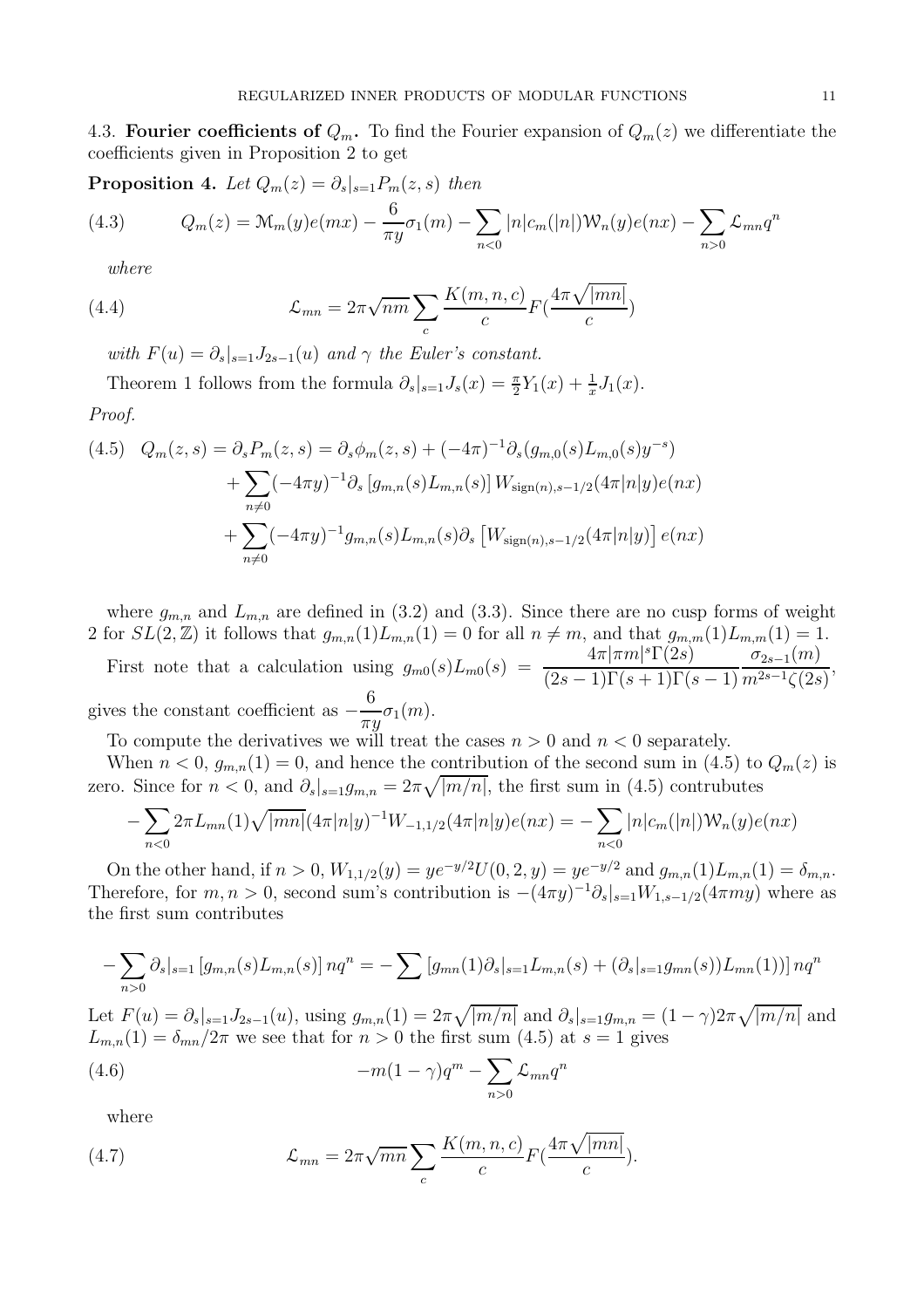4.3. **Fourier coefficients of $Q_m$.** To find the Fourier expansion of $Q_m(z)$ we differentiate the coefficients given in Proposition 2 to get

**Proposition 4.** *Let $Q_m(z) = \partial_s|_{s=1} P_m(z,s)$ then*

$$Q_m(z) = \mathcal{M}_m(y)e(mx) - \frac{6}{\pi y}\sigma_1(m) - \sum_{n<0} |n| c_m(|n|) \mathcal{W}_n(y) e(nx) - \sum_{n>0} \mathcal{L}_{mn} q^n \tag{4.3}$$

*where*

$$\mathcal{L}_{mn} = 2\pi\sqrt{nm} \sum_c \frac{K(m,n,c)}{c} F(\frac{4\pi\sqrt{|mn|}}{c}) \tag{4.4}$$

*with $F(u) = \partial_s|_{s=1} J_{2s-1}(u)$ and $\gamma$ the Euler's constant.*

Theorem 1 follows from the formula $\partial_s|_{s=1} J_s(x) = \frac{\pi}{2} Y_1(x) + \frac{1}{x} J_1(x)$.

*Proof.*

$$\begin{aligned} Q_m(z,s) = \partial_s P_m(z,s) &= \partial_s \phi_m(z,s) + (-4\pi)^{-1} \partial_s (g_{m,0}(s) L_{m,0}(s) y^{-s}) \\ &+ \sum_{n\neq 0} (-4\pi y)^{-1} \partial_s \left[ g_{m,n}(s) L_{m,n}(s) \right] W_{\mathrm{sign}(n), s-1/2}(4\pi|n|y) e(nx) \\ &+ \sum_{n \neq 0} (-4\pi y)^{-1} g_{m,n}(s) L_{m,n}(s) \partial_s \left[ W_{\mathrm{sign}(n), s-1/2}(4\pi |n| y) \right] e(nx) \end{aligned} \tag{4.5}$$

where $g_{m,n}$ and $L_{m,n}$ are defined in (3.2) and (3.3). Since there are no cusp forms of weight 2 for $SL(2,\mathbb{Z})$ it follows that $g_{m,n}(1)L_{m,n}(1) = 0$ for all $n \neq m$, and that $g_{m,m}(1)L_{m,m}(1) = 1$.

First note that a calculation using $g_{m0}(s)L_{m0}(s) = \dfrac{4\pi|\pi m|^s \Gamma(2s)}{(2s-1)\Gamma(s+1)\Gamma(s-1)} \dfrac{\sigma_{2s-1}(m)}{m^{2s-1}\zeta(2s)}$, gives the constant coefficient as $-\dfrac{6}{\pi y}\sigma_1(m)$.

To compute the derivatives we will treat the cases $n > 0$ and $n < 0$ separately.

When $n < 0$, $g_{m,n}(1) = 0$, and hence the contribution of the second sum in (4.5) to $Q_m(z)$ is zero. Since for $n < 0$, and $\partial_s|_{s=1} g_{m,n} = 2\pi\sqrt{|m/n|}$, the first sum in (4.5) contrubutes

$$-\sum_{n<0} 2\pi L_{mn}(1) \sqrt{|mn|} (4\pi |n| y)^{-1} W_{-1,1/2}(4\pi|n|y) e(nx) = -\sum_{n<0} |n| c_m(|n|) \mathcal{W}_n(y) e(nx)$$

On the other hand, if $n > 0$, $W_{1,1/2}(y) = ye^{-y/2}U(0,2,y) = ye^{-y/2}$ and $g_{m,n}(1)L_{m,n}(1) = \delta_{m,n}$. Therefore, for $m,n > 0$, second sum's contribution is $-(4\pi y)^{-1}\partial_s|_{s=1} W_{1,s-1/2}(4\pi m y)$ where as the first sum contributes

$$-\sum_{n>0} \partial_s|_{s=1} \left[ g_{m,n}(s) L_{m,n}(s) \right] n q^n = -\sum \left[ g_{mn}(1) \partial_s|_{s=1} L_{m,n}(s) + (\partial_s|_{s=1} g_{mn}(s)) L_{mn}(1) \right] n q^n$$

Let $F(u) = \partial_s|_{s=1} J_{2s-1}(u)$, using $g_{m,n}(1) = 2\pi\sqrt{|m/n|}$ and $\partial_s|_{s=1} g_{m,n} = (1-\gamma)2\pi\sqrt{|m/n|}$ and $L_{m,n}(1) = \delta_{mn}/2\pi$ we see that for $n > 0$ the first sum (4.5) at $s = 1$ gives

$$-m(1-\gamma)q^m - \sum_{n>0} \mathcal{L}_{mn} q^n \tag{4.6}$$

where

$$\mathcal{L}_{mn} = 2\pi\sqrt{mn} \sum_c \frac{K(m,n,c)}{c} F(\frac{4\pi\sqrt{|mn|}}{c}). \tag{4.7}$$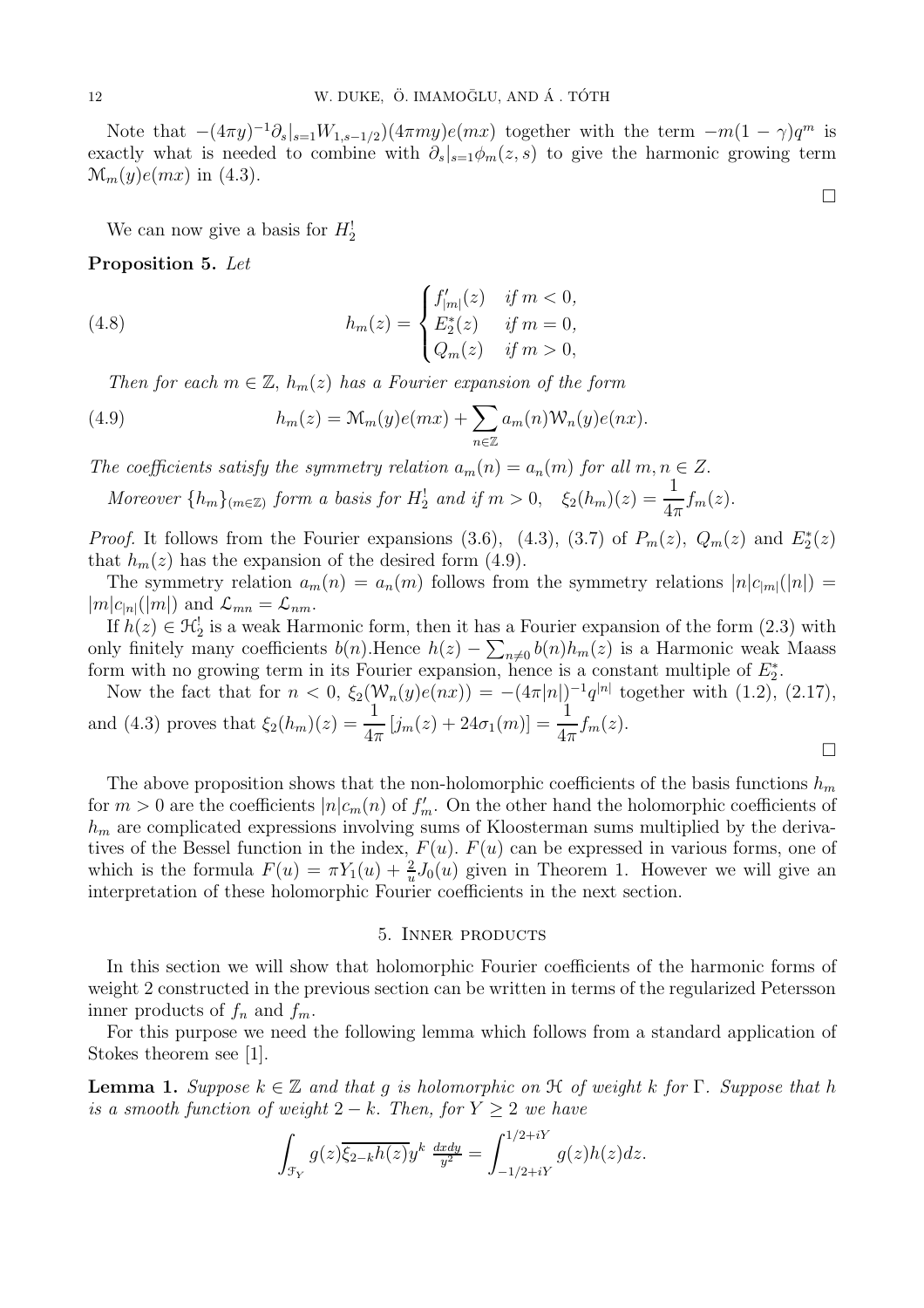Note that $-(4\pi y)^{-1}\partial_s|_{s=1}W_{1,s-1/2})(4\pi m y)e(mx)$ together with the term $-m(1-\gamma)q^m$ is exactly what is needed to combine with $\partial_s|_{s=1}\phi_m(z,s)$ to give the harmonic growing term $\mathcal{M}_m(y)e(mx)$ in (4.3).

$\square$

We can now give a basis for $H_2^!$

**Proposition 5.** *Let*

$$h_m(z) = \begin{cases} f'_{|m|}(z) & \text{if } m<0, \\ E_2^*(z) & \text{if } m=0, \\ Q_m(z) & \text{if } m>0, \end{cases} \tag{4.8}$$

*Then for each $m \in \mathbb{Z}$, $h_m(z)$ has a Fourier expansion of the form*

$$h_m(z) = \mathcal{M}_m(y)e(mx) + \sum_{n\in\mathbb{Z}} a_m(n)\mathcal{W}_n(y)e(nx). \tag{4.9}$$

*The coefficients satisfy the symmetry relation $a_m(n) = a_n(m)$ for all $m,n \in Z$.*

*Moreover $\{h_m\}_{(m\in\mathbb{Z})}$ form a basis for $H_2^!$ and if $m>0$, $\xi_2(h_m)(z) = \dfrac{1}{4\pi}f_m(z)$.*

*Proof.* It follows from the Fourier expansions (3.6), (4.3), (3.7) of $P_m(z)$, $Q_m(z)$ and $E_2^*(z)$ that $h_m(z)$ has the expansion of the desired form (4.9).

The symmetry relation $a_m(n) = a_n(m)$ follows from the symmetry relations $|n|c_{|m|}(|n|) = |m|c_{|n|}(|m|)$ and $\mathcal{L}_{mn} = \mathcal{L}_{nm}$.

If $h(z) \in \mathcal{H}_2^!$ is a weak Harmonic form, then it has a Fourier expansion of the form (2.3) with only finitely many coefficients $b(n)$.Hence $h(z) - \sum_{n\neq 0} b(n)h_m(z)$ is a Harmonic weak Maass form with no growing term in its Fourier expansion, hence is a constant multiple of $E_2^*$.

Now the fact that for $n<0$, $\xi_2(\mathcal{W}_n(y)e(nx)) = -(4\pi|n|)^{-1}q^{|n|}$ together with (1.2), (2.17), and (4.3) proves that $\xi_2(h_m)(z) = \dfrac{1}{4\pi}\left[j_m(z) + 24\sigma_1(m)\right] = \dfrac{1}{4\pi}f_m(z)$.

$\square$

The above proposition shows that the non-holomorphic coefficients of the basis functions $h_m$ for $m>0$ are the coefficients $|n|c_m(n)$ of $f'_m$. On the other hand the holomorphic coefficients of $h_m$ are complicated expressions involving sums of Kloosterman sums multiplied by the derivatives of the Bessel function in the index, $F(u)$. $F(u)$ can be expressed in various forms, one of which is the formula $F(u) = \pi Y_1(u) + \frac{2}{u}J_0(u)$ given in Theorem 1. However we will give an interpretation of these holomorphic Fourier coefficients in the next section.

## 5. Inner products

In this section we will show that holomorphic Fourier coefficients of the harmonic forms of weight 2 constructed in the previous section can be written in terms of the regularized Petersson inner products of $f_n$ and $f_m$.

For this purpose we need the following lemma which follows from a standard application of Stokes theorem see [1].

**Lemma 1.** *Suppose $k \in \mathbb{Z}$ and that $g$ is holomorphic on $\mathcal{H}$ of weight $k$ for $\Gamma$. Suppose that $h$ is a smooth function of weight $2-k$. Then, for $Y \geq 2$ we have*

$$\int_{\mathcal{F}_Y} g(z)\overline{\xi_{2-k}h(z)}y^k \,\tfrac{dxdy}{y^2} = \int_{-1/2+iY}^{1/2+iY} g(z)h(z)dz.$$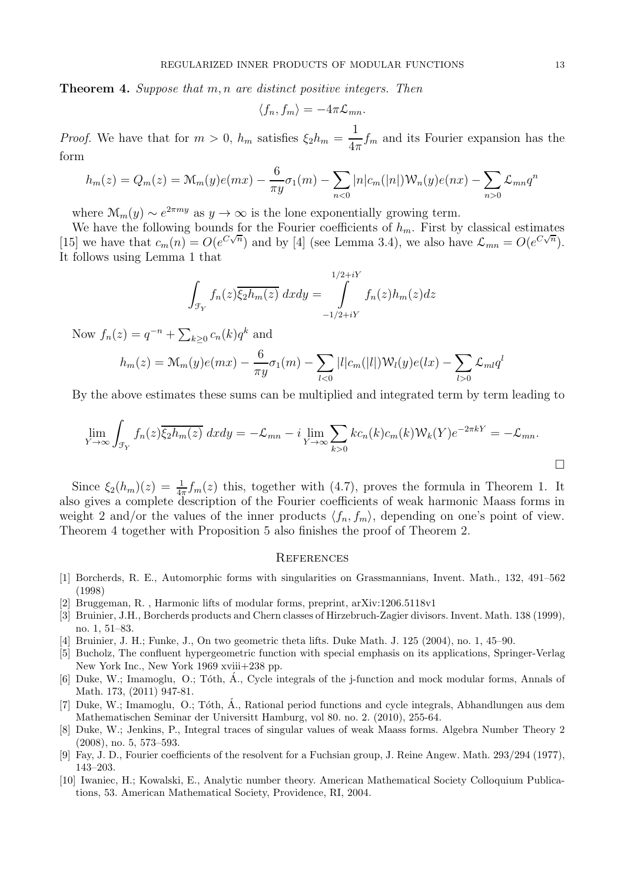**Theorem 4.** *Suppose that $m, n$ are distinct positive integers. Then*

$$\langle f_n, f_m \rangle = -4\pi \mathcal{L}_{mn}.$$

*Proof.* We have that for $m > 0$, $h_m$ satisfies $\xi_2 h_m = \dfrac{1}{4\pi} f_m$ and its Fourier expansion has the form

$$h_m(z) = Q_m(z) = \mathcal{M}_m(y)e(mx) - \frac{6}{\pi y}\sigma_1(m) - \sum_{n<0} |n| c_m(|n|)\mathcal{W}_n(y)e(nx) - \sum_{n>0} \mathcal{L}_{mn} q^n$$

where $\mathcal{M}_m(y) \sim e^{2\pi m y}$ as $y \to \infty$ is the lone exponentially growing term.

We have the following bounds for the Fourier coefficients of $h_m$. First by classical estimates [15] we have that $c_m(n) = O(e^{C\sqrt{n}})$ and by [4] (see Lemma 3.4), we also have $\mathcal{L}_{mn} = O(e^{C\sqrt{n}})$. It follows using Lemma 1 that

$$\int_{\mathcal{F}_Y} f_n(z)\overline{\xi_2 h_m(z)}\, dxdy = \int_{-1/2+iY}^{1/2+iY} f_n(z) h_m(z) dz$$

Now $f_n(z) = q^{-n} + \sum_{k \geq 0} c_n(k) q^k$ and

$$h_m(z) = \mathcal{M}_m(y)e(mx) - \frac{6}{\pi y}\sigma_1(m) - \sum_{l<0} |l| c_m(|l|)\mathcal{W}_l(y)e(lx) - \sum_{l>0} \mathcal{L}_{ml} q^l$$

By the above estimates these sums can be multiplied and integrated term by term leading to

$$\lim_{Y\to\infty} \int_{\mathcal{F}_Y} f_n(z)\overline{\xi_2 h_m(z)}\, dxdy = -\mathcal{L}_{mn} - i \lim_{Y\to\infty} \sum_{k>0} k c_n(k) c_m(k) \mathcal{W}_k(Y) e^{-2\pi k Y} = -\mathcal{L}_{mn}.$$

□

Since $\xi_2(h_m)(z) = \frac{1}{4\pi} f_m(z)$ this, together with (4.7), proves the formula in Theorem 1. It also gives a complete description of the Fourier coefficients of weak harmonic Maass forms in weight 2 and/or the values of the inner products $\langle f_n, f_m \rangle$, depending on one's point of view. Theorem 4 together with Proposition 5 also finishes the proof of Theorem 2.

## References

[1] Borcherds, R. E., Automorphic forms with singularities on Grassmannians, Invent. Math., 132, 491–562 (1998)

[2] Bruggeman, R. , Harmonic lifts of modular forms, preprint, arXiv:1206.5118v1

[3] Bruinier, J.H., Borcherds products and Chern classes of Hirzebruch-Zagier divisors. Invent. Math. 138 (1999), no. 1, 51–83.

[4] Bruinier, J. H.; Funke, J., On two geometric theta lifts. Duke Math. J. 125 (2004), no. 1, 45–90.

[5] Bucholz, The confluent hypergeometric function with special emphasis on its applications, Springer-Verlag New York Inc., New York 1969 xviii+238 pp.

[6] Duke, W.; Imamoglu, O.; Tóth, Á., Cycle integrals of the j-function and mock modular forms, Annals of Math. 173, (2011) 947-81.

[7] Duke, W.; Imamoglu, O.; Tóth, Á., Rational period functions and cycle integrals, Abhandlungen aus dem Mathematischen Seminar der Universitt Hamburg, vol 80. no. 2. (2010), 255-64.

[8] Duke, W.; Jenkins, P., Integral traces of singular values of weak Maass forms. Algebra Number Theory 2 (2008), no. 5, 573–593.

[9] Fay, J. D., Fourier coefficients of the resolvent for a Fuchsian group, J. Reine Angew. Math. 293/294 (1977), 143–203.

[10] Iwaniec, H.; Kowalski, E., Analytic number theory. American Mathematical Society Colloquium Publications, 53. American Mathematical Society, Providence, RI, 2004.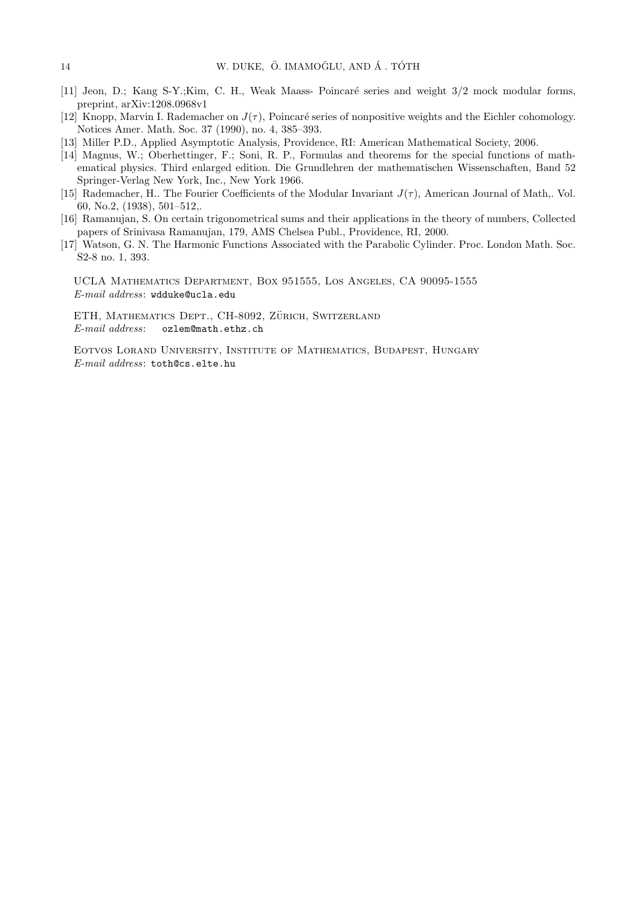[11] Jeon, D.; Kang S-Y.;Kim, C. H., Weak Maass- Poincaré series and weight 3/2 mock modular forms, preprint, arXiv:1208.0968v1

[12] Knopp, Marvin I. Rademacher on $J(\tau)$, Poincaré series of nonpositive weights and the Eichler cohomology. Notices Amer. Math. Soc. 37 (1990), no. 4, 385–393.

[13] Miller P.D., Applied Asymptotic Analysis, Providence, RI: American Mathematical Society, 2006.

[14] Magnus, W.; Oberhettinger, F.; Soni, R. P., Formulas and theorems for the special functions of mathematical physics. Third enlarged edition. Die Grundlehren der mathematischen Wissenschaften, Band 52 Springer-Verlag New York, Inc., New York 1966.

[15] Rademacher, H.. The Fourier Coefficients of the Modular Invariant $J(\tau)$, American Journal of Math,. Vol. 60, No.2, (1938), 501–512,.

[16] Ramanujan, S. On certain trigonometrical sums and their applications in the theory of numbers, Collected papers of Srinivasa Ramanujan, 179, AMS Chelsea Publ., Providence, RI, 2000.

[17] Watson, G. N. The Harmonic Functions Associated with the Parabolic Cylinder. Proc. London Math. Soc. S2-8 no. 1, 393.

UCLA Mathematics Department, Box 951555, Los Angeles, CA 90095-1555
*E-mail address*: wdduke@ucla.edu

ETH, Mathematics Dept., CH-8092, Zürich, Switzerland
*E-mail address*: ozlem@math.ethz.ch

Eotvos Lorand University, Institute of Mathematics, Budapest, Hungary
*E-mail address*: toth@cs.elte.hu